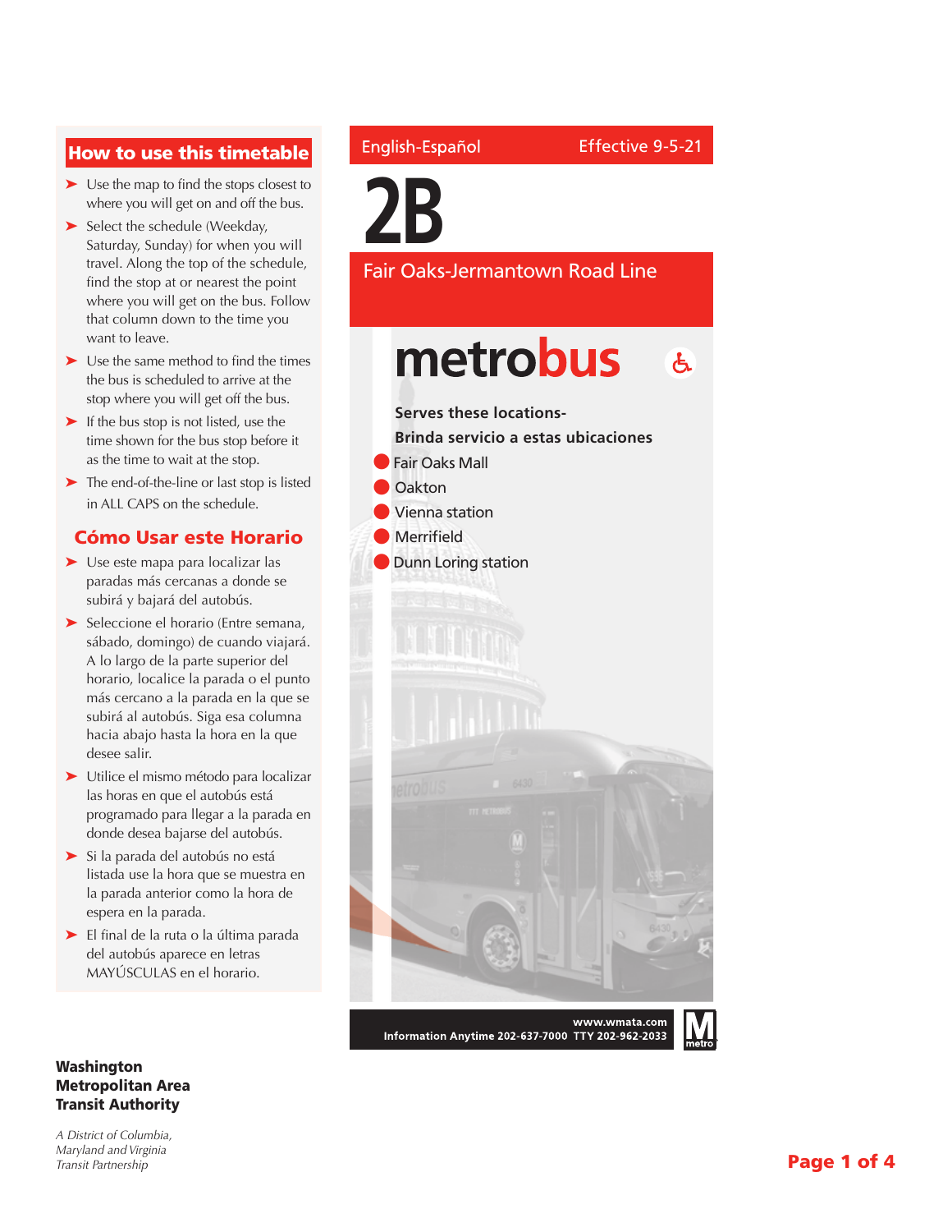English-Español

Effective 9-5-21

# 2B

## Fair Oaks-Jermantown Road Line

metrobus

**Serves these locations-**

**Brinda servicio a estas ubicaciones**

- Fair Oaks Mall
- Oakton
- Vienna station
- Merrifield
- Dunn Loring station

www.wmata.com

Information Anytime 202-637-7000 TTY 202-962-2033

## How to use this timetable

- Use the map to find the stops closest to where you will get on and off the bus.
- Select the schedule (Weekday, Saturday, Sunday) for when you will travel. Along the top of the schedule, find the stop at or nearest the point where you will get on the bus. Follow that column down to the time you want to leave.
- Use the same method to find the times the bus is scheduled to arrive at the stop where you will get off the bus.
- If the bus stop is not listed, use the time shown for the bus stop before it as the time to wait at the stop.
- The end-of-the-line or last stop is listed in ALL CAPS on the schedule.

## Cómo Usar este Horario

- Use este mapa para localizar las paradas más cercanas a donde se subirá y bajará del autobús.
- Seleccione el horario (Entre semana, sábado, domingo) de cuando viajará. A lo largo de la parte superior del horario, localice la parada o el punto más cercano a la parada en la que se subirá al autobús. Siga esa columna hacia abajo hasta la hora en la que desee salir.
- Utilice el mismo método para localizar las horas en que el autobús está programado para llegar a la parada en donde desea bajarse del autobús.
- Si la parada del autobús no está listada use la hora que se muestra en la parada anterior como la hora de espera en la parada.
- El final de la ruta o la última parada del autobús aparece en letras MAYÚSCULAS en el horario.

**Washington Metropolitan Area Transit Authority**

*A District of Columbia, Maryland and Virginia Transit Partnership*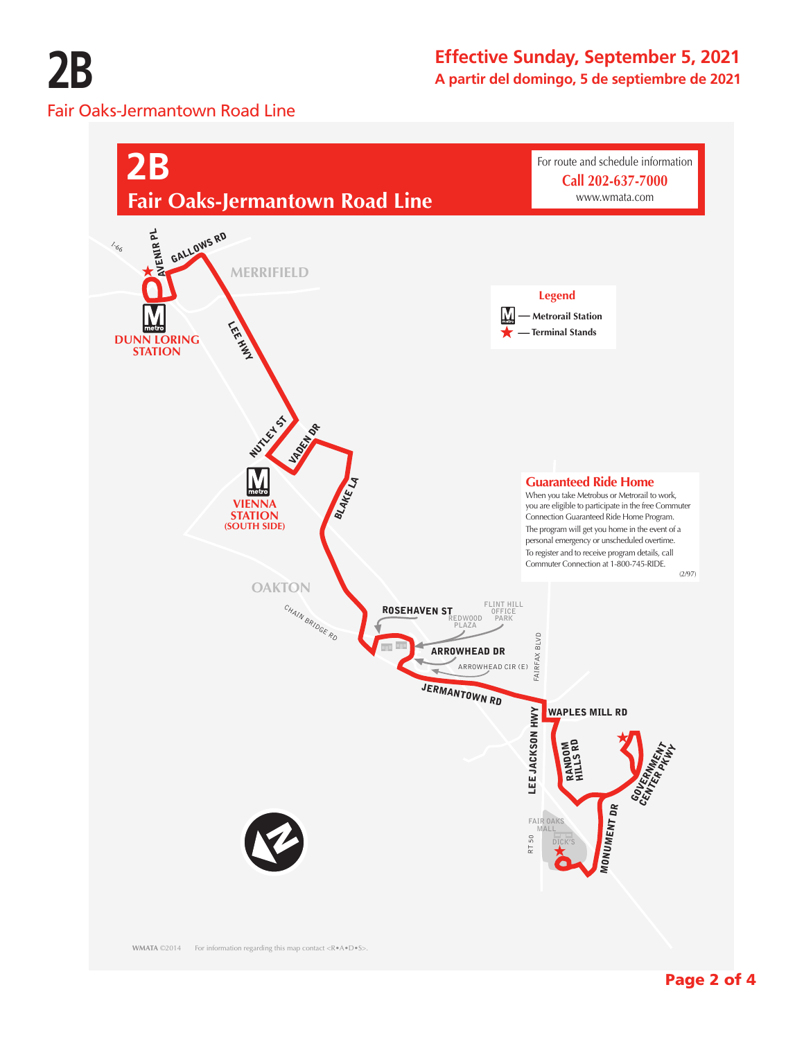# 2B

**Effective Sunday, September 5, 2021**
**A partir del domingo, 5 de septiembre de 2021**

Fair Oaks-Jermantown Road Line

## 2B
## Fair Oaks-Jermantown Road Line

For route and schedule information
**Call 202-637-7000**
www.wmata.com

**Legend**
- Metrorail Station
- Terminal Stands

I-66
AVENIR PL
GALLOWS RD
MERRIFIELD
DUNN LORING STATION
LEE HWY
NUTLEY ST
VADEN DR
VIENNA STATION (SOUTH SIDE)
BLAKE LA
OAKTON
CHAIN BRIDGE RD
ROSEHAVEN ST
REDWOOD PLAZA
FLINT HILL OFFICE PARK
ARROWHEAD DR
ARROWHEAD CIR (E)
FAIRFAX BLVD
JERMANTOWN RD
WAPLES MILL RD
LEE JACKSON HWY
RANDOM HILLS RD
GOVERNMENT CENTER PKWY
FAIR OAKS MALL
DICK'S
RT 50
MONUMENT DR

### Guaranteed Ride Home

When you take Metrobus or Metrorail to work, you are eligible to participate in the free Commuter Connection Guaranteed Ride Home Program. The program will get you home in the event of a personal emergency or unscheduled overtime. To register and to receive program details, call Commuter Connection at 1-800-745-RIDE.

(2/97)

WMATA ©2014 For information regarding this map contact <R•A•D•S>.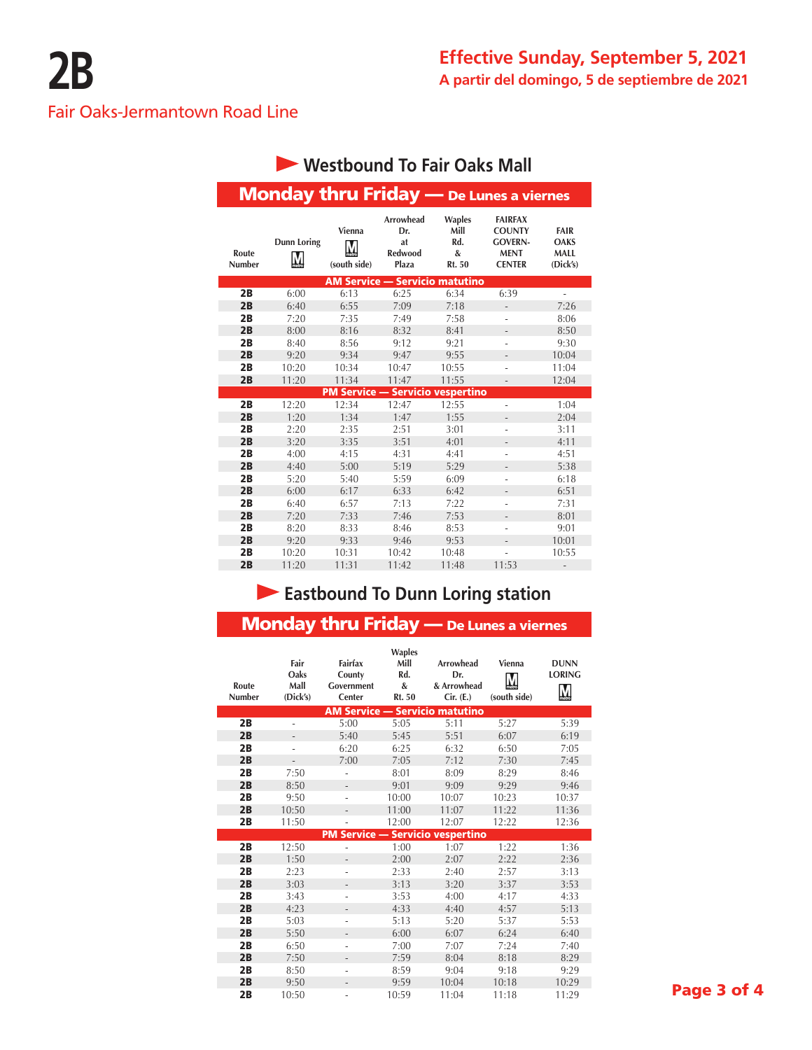# 2B

Fair Oaks-Jermantown Road Line

**Effective Sunday, September 5, 2021**
**A partir del domingo, 5 de septiembre de 2021**

## Westbound To Fair Oaks Mall

### Monday thru Friday — De Lunes a viernes

| Route Number | Dunn Loring M | Vienna M (south side) | Arrowhead Dr. at Redwood Plaza | Waples Mill Rd. & Rt. 50 | FAIRFAX COUNTY GOVERN-MENT CENTER | FAIR OAKS MALL (Dick's) |
|---|---|---|---|---|---|---|
| **AM Service — Servicio matutino** | | | | | | |
| 2B | 6:00 | 6:13 | 6:25 | 6:34 | 6:39 | - |
| 2B | 6:40 | 6:55 | 7:09 | 7:18 | - | 7:26 |
| 2B | 7:20 | 7:35 | 7:49 | 7:58 | - | 8:06 |
| 2B | 8:00 | 8:16 | 8:32 | 8:41 | - | 8:50 |
| 2B | 8:40 | 8:56 | 9:12 | 9:21 | - | 9:30 |
| 2B | 9:20 | 9:34 | 9:47 | 9:55 | - | 10:04 |
| 2B | 10:20 | 10:34 | 10:47 | 10:55 | - | 11:04 |
| 2B | 11:20 | 11:34 | 11:47 | 11:55 | - | 12:04 |
| **PM Service — Servicio vespertino** | | | | | | |
| 2B | 12:20 | 12:34 | 12:47 | 12:55 | - | 1:04 |
| 2B | 1:20 | 1:34 | 1:47 | 1:55 | - | 2:04 |
| 2B | 2:20 | 2:35 | 2:51 | 3:01 | - | 3:11 |
| 2B | 3:20 | 3:35 | 3:51 | 4:01 | - | 4:11 |
| 2B | 4:00 | 4:15 | 4:31 | 4:41 | - | 4:51 |
| 2B | 4:40 | 5:00 | 5:19 | 5:29 | - | 5:38 |
| 2B | 5:20 | 5:40 | 5:59 | 6:09 | - | 6:18 |
| 2B | 6:00 | 6:17 | 6:33 | 6:42 | - | 6:51 |
| 2B | 6:40 | 6:57 | 7:13 | 7:22 | - | 7:31 |
| 2B | 7:20 | 7:33 | 7:46 | 7:53 | - | 8:01 |
| 2B | 8:20 | 8:33 | 8:46 | 8:53 | - | 9:01 |
| 2B | 9:20 | 9:33 | 9:46 | 9:53 | - | 10:01 |
| 2B | 10:20 | 10:31 | 10:42 | 10:48 | - | 10:55 |
| 2B | 11:20 | 11:31 | 11:42 | 11:48 | 11:53 | - |

## Eastbound To Dunn Loring station

### Monday thru Friday — De Lunes a viernes

| Route Number | Fair Oaks Mall (Dick's) | Fairfax County Government Center | Waples Mill Rd. & Rt. 50 | Arrowhead Dr. & Arrowhead Cir. (E.) | Vienna M (south side) | DUNN LORING M |
|---|---|---|---|---|---|---|
| **AM Service — Servicio matutino** | | | | | | |
| 2B | - | 5:00 | 5:05 | 5:11 | 5:27 | 5:39 |
| 2B | - | 5:40 | 5:45 | 5:51 | 6:07 | 6:19 |
| 2B | - | 6:20 | 6:25 | 6:32 | 6:50 | 7:05 |
| 2B | - | 7:00 | 7:05 | 7:12 | 7:30 | 7:45 |
| 2B | 7:50 | - | 8:01 | 8:09 | 8:29 | 8:46 |
| 2B | 8:50 | - | 9:01 | 9:09 | 9:29 | 9:46 |
| 2B | 9:50 | - | 10:00 | 10:07 | 10:23 | 10:37 |
| 2B | 10:50 | - | 11:00 | 11:07 | 11:22 | 11:36 |
| 2B | 11:50 | - | 12:00 | 12:07 | 12:22 | 12:36 |
| **PM Service — Servicio vespertino** | | | | | | |
| 2B | 12:50 | - | 1:00 | 1:07 | 1:22 | 1:36 |
| 2B | 1:50 | - | 2:00 | 2:07 | 2:22 | 2:36 |
| 2B | 2:23 | - | 2:33 | 2:40 | 2:57 | 3:13 |
| 2B | 3:03 | - | 3:13 | 3:20 | 3:37 | 3:53 |
| 2B | 3:43 | - | 3:53 | 4:00 | 4:17 | 4:33 |
| 2B | 4:23 | - | 4:33 | 4:40 | 4:57 | 5:13 |
| 2B | 5:03 | - | 5:13 | 5:20 | 5:37 | 5:53 |
| 2B | 5:50 | - | 6:00 | 6:07 | 6:24 | 6:40 |
| 2B | 6:50 | - | 7:00 | 7:07 | 7:24 | 7:40 |
| 2B | 7:50 | - | 7:59 | 8:04 | 8:18 | 8:29 |
| 2B | 8:50 | - | 8:59 | 9:04 | 9:18 | 9:29 |
| 2B | 9:50 | - | 9:59 | 10:04 | 10:18 | 10:29 |
| 2B | 10:50 | - | 10:59 | 11:04 | 11:18 | 11:29 |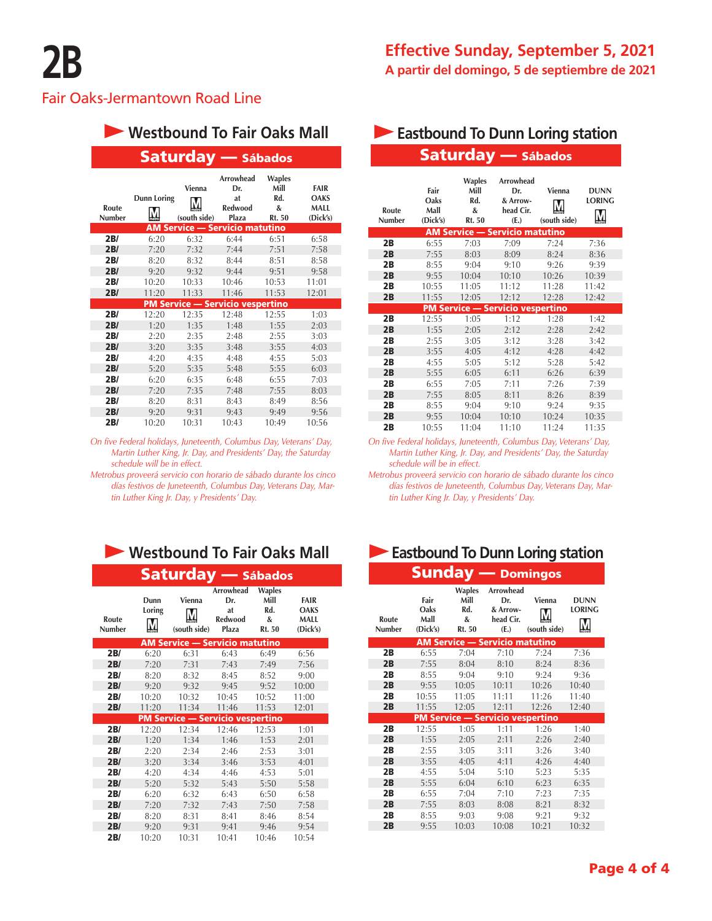# 2B

## Fair Oaks-Jermantown Road Line

**Effective Sunday, September 5, 2021**
**A partir del domingo, 5 de septiembre de 2021**

## Westbound To Fair Oaks Mall

### Saturday — Sábados

| Route Number | Dunn Loring | Vienna (south side) | Arrowhead Dr. at Redwood Plaza | Waples Mill Rd. & Rt. 50 | FAIR OAKS MALL (Dick's) |
|---|---|---|---|---|---|
| **AM Service — Servicio matutino** | | | | | |
| 2B/ | 6:20 | 6:32 | 6:44 | 6:51 | 6:58 |
| 2B/ | 7:20 | 7:32 | 7:44 | 7:51 | 7:58 |
| 2B/ | 8:20 | 8:32 | 8:44 | 8:51 | 8:58 |
| 2B/ | 9:20 | 9:32 | 9:44 | 9:51 | 9:58 |
| 2B/ | 10:20 | 10:33 | 10:46 | 10:53 | 11:01 |
| 2B/ | 11:20 | 11:33 | 11:46 | 11:53 | 12:01 |
| **PM Service — Servicio vespertino** | | | | | |
| 2B/ | 12:20 | 12:35 | 12:48 | 12:55 | 1:03 |
| 2B/ | 1:20 | 1:35 | 1:48 | 1:55 | 2:03 |
| 2B/ | 2:20 | 2:35 | 2:48 | 2:55 | 3:03 |
| 2B/ | 3:20 | 3:35 | 3:48 | 3:55 | 4:03 |
| 2B/ | 4:20 | 4:35 | 4:48 | 4:55 | 5:03 |
| 2B/ | 5:20 | 5:35 | 5:48 | 5:55 | 6:03 |
| 2B/ | 6:20 | 6:35 | 6:48 | 6:55 | 7:03 |
| 2B/ | 7:20 | 7:35 | 7:48 | 7:55 | 8:03 |
| 2B/ | 8:20 | 8:31 | 8:43 | 8:49 | 8:56 |
| 2B/ | 9:20 | 9:31 | 9:43 | 9:49 | 9:56 |
| 2B/ | 10:20 | 10:31 | 10:43 | 10:49 | 10:56 |

*On five Federal holidays, Juneteenth, Columbus Day, Veterans' Day, Martin Luther King, Jr. Day, and Presidents' Day, the Saturday schedule will be in effect.*

*Metrobus proveerá servicio con horario de sábado durante los cinco días festivos de Juneteenth, Columbus Day, Veterans Day, Martin Luther King Jr. Day, y Presidents' Day.*

## Eastbound To Dunn Loring station

### Saturday — Sábados

| Route Number | Fair Oaks Mall (Dick's) | Waples Mill Rd. & Rt. 50 | Arrowhead Dr. & Arrowhead Cir. (E.) | Vienna (south side) | DUNN LORING |
|---|---|---|---|---|---|
| **AM Service — Servicio matutino** | | | | | |
| 2B | 6:55 | 7:03 | 7:09 | 7:24 | 7:36 |
| 2B | 7:55 | 8:03 | 8:09 | 8:24 | 8:36 |
| 2B | 8:55 | 9:04 | 9:10 | 9:26 | 9:39 |
| 2B | 9:55 | 10:04 | 10:10 | 10:26 | 10:39 |
| 2B | 10:55 | 11:05 | 11:12 | 11:28 | 11:42 |
| 2B | 11:55 | 12:05 | 12:12 | 12:28 | 12:42 |
| **PM Service — Servicio vespertino** | | | | | |
| 2B | 12:55 | 1:05 | 1:12 | 1:28 | 1:42 |
| 2B | 1:55 | 2:05 | 2:12 | 2:28 | 2:42 |
| 2B | 2:55 | 3:05 | 3:12 | 3:28 | 3:42 |
| 2B | 3:55 | 4:05 | 4:12 | 4:28 | 4:42 |
| 2B | 4:55 | 5:05 | 5:12 | 5:28 | 5:42 |
| 2B | 5:55 | 6:05 | 6:11 | 6:26 | 6:39 |
| 2B | 6:55 | 7:05 | 7:11 | 7:26 | 7:39 |
| 2B | 7:55 | 8:05 | 8:11 | 8:26 | 8:39 |
| 2B | 8:55 | 9:04 | 9:10 | 9:24 | 9:35 |
| 2B | 9:55 | 10:04 | 10:10 | 10:24 | 10:35 |
| 2B | 10:55 | 11:04 | 11:10 | 11:24 | 11:35 |

*On five Federal holidays, Juneteenth, Columbus Day, Veterans' Day, Martin Luther King, Jr. Day, and Presidents' Day, the Saturday schedule will be in effect.*

*Metrobus proveerá servicio con horario de sábado durante los cinco días festivos de Juneteenth, Columbus Day, Veterans Day, Martin Luther King Jr. Day, y Presidents' Day.*

## Westbound To Fair Oaks Mall

### Saturday — Sábados

| Route Number | Dunn Loring | Vienna (south side) | Arrowhead Dr. at Redwood Plaza | Waples Mill Rd. & Rt. 50 | FAIR OAKS MALL (Dick's) |
|---|---|---|---|---|---|
| **AM Service — Servicio matutino** | | | | | |
| 2B/ | 6:20 | 6:31 | 6:43 | 6:49 | 6:56 |
| 2B/ | 7:20 | 7:31 | 7:43 | 7:49 | 7:56 |
| 2B/ | 8:20 | 8:32 | 8:45 | 8:52 | 9:00 |
| 2B/ | 9:20 | 9:32 | 9:45 | 9:52 | 10:00 |
| 2B/ | 10:20 | 10:32 | 10:45 | 10:52 | 11:00 |
| 2B/ | 11:20 | 11:34 | 11:46 | 11:53 | 12:01 |
| **PM Service — Servicio vespertino** | | | | | |
| 2B/ | 12:20 | 12:34 | 12:46 | 12:53 | 1:01 |
| 2B/ | 1:20 | 1:34 | 1:46 | 1:53 | 2:01 |
| 2B/ | 2:20 | 2:34 | 2:46 | 2:53 | 3:01 |
| 2B/ | 3:20 | 3:34 | 3:46 | 3:53 | 4:01 |
| 2B/ | 4:20 | 4:34 | 4:46 | 4:53 | 5:01 |
| 2B/ | 5:20 | 5:32 | 5:43 | 5:50 | 5:58 |
| 2B/ | 6:20 | 6:32 | 6:43 | 6:50 | 6:58 |
| 2B/ | 7:20 | 7:32 | 7:43 | 7:50 | 7:58 |
| 2B/ | 8:20 | 8:31 | 8:41 | 8:46 | 8:54 |
| 2B/ | 9:20 | 9:31 | 9:41 | 9:46 | 9:54 |
| 2B/ | 10:20 | 10:31 | 10:41 | 10:46 | 10:54 |

## Eastbound To Dunn Loring station

### Sunday — Domingos

| Route Number | Fair Oaks Mall (Dick's) | Waples Mill Rd. & Rt. 50 | Arrowhead Dr. & Arrowhead Cir. (E.) | Vienna (south side) | DUNN LORING |
|---|---|---|---|---|---|
| **AM Service — Servicio matutino** | | | | | |
| 2B | 6:55 | 7:04 | 7:10 | 7:24 | 7:36 |
| 2B | 7:55 | 8:04 | 8:10 | 8:24 | 8:36 |
| 2B | 8:55 | 9:04 | 9:10 | 9:24 | 9:36 |
| 2B | 9:55 | 10:05 | 10:11 | 10:26 | 10:40 |
| 2B | 10:55 | 11:05 | 11:11 | 11:26 | 11:40 |
| 2B | 11:55 | 12:05 | 12:11 | 12:26 | 12:40 |
| **PM Service — Servicio vespertino** | | | | | |
| 2B | 12:55 | 1:05 | 1:11 | 1:26 | 1:40 |
| 2B | 1:55 | 2:05 | 2:11 | 2:26 | 2:40 |
| 2B | 2:55 | 3:05 | 3:11 | 3:26 | 3:40 |
| 2B | 3:55 | 4:05 | 4:11 | 4:26 | 4:40 |
| 2B | 4:55 | 5:04 | 5:10 | 5:23 | 5:35 |
| 2B | 5:55 | 6:04 | 6:10 | 6:23 | 6:35 |
| 2B | 6:55 | 7:04 | 7:10 | 7:23 | 7:35 |
| 2B | 7:55 | 8:03 | 8:08 | 8:21 | 8:32 |
| 2B | 8:55 | 9:03 | 9:08 | 9:21 | 9:32 |
| 2B | 9:55 | 10:03 | 10:08 | 10:21 | 10:32 |